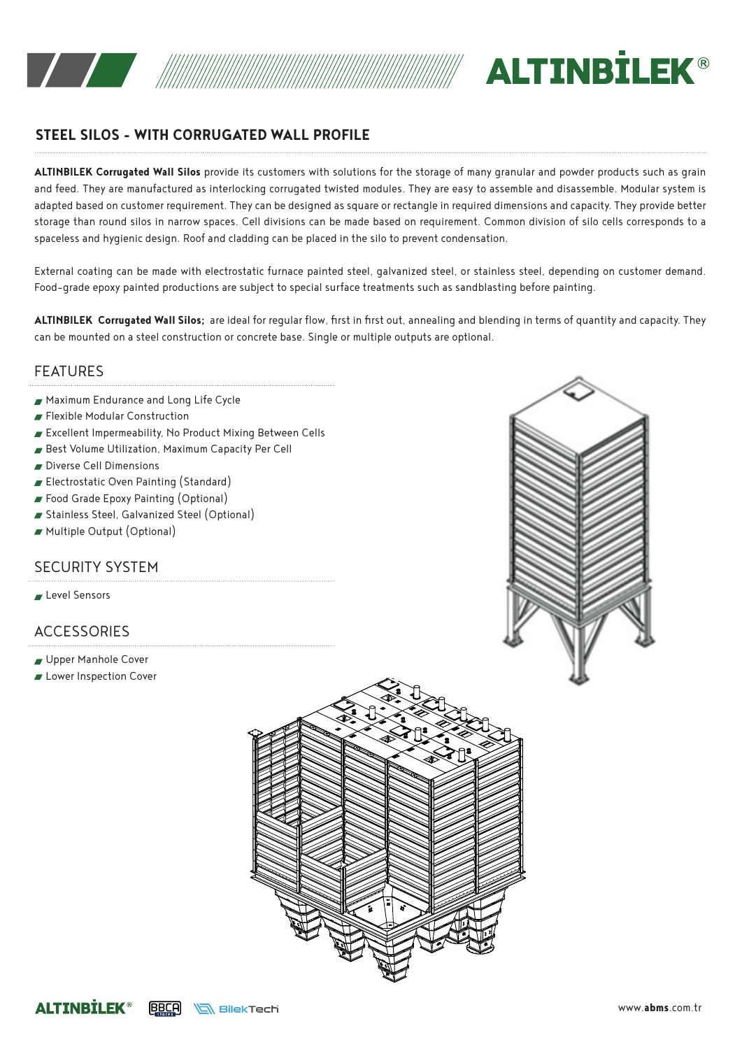# STEEL SILOS - WITH CORRUGATED WALL PROFILE

**ALTINBILEK Corrugated Wall Silos** provide its customers with solutions for the storage of many granular and powder products such as grain and feed. They are manufactured as interlocking corrugated twisted modules. They are easy to assemble and disassemble. Modular system is adapted based on customer requirement. They can be designed as square or rectangle in required dimensions and capacity. They provide better storage than round silos in narrow spaces. Cell divisions can be made based on requirement. Common division of silo cells corresponds to a spaceless and hygienic design. Roof and cladding can be placed in the silo to prevent condensation.

External coating can be made with electrostatic furnace painted steel, galvanized steel, or stainless steel, depending on customer demand. Food-grade epoxy painted productions are subject to special surface treatments such as sandblasting before painting.

**ALTINBILEK Corrugated Wall Silos;** are ideal for regular flow, first in first out, annealing and blending in terms of quantity and capacity. They can be mounted on a steel construction or concrete base. Single or multiple outputs are optional.

## FEATURES

- Maximum Endurance and Long Life Cycle
- Flexible Modular Construction
- Excellent Impermeability, No Product Mixing Between Cells
- Best Volume Utilization, Maximum Capacity Per Cell
- Diverse Cell Dimensions
- Electrostatic Oven Painting (Standard)
- Food Grade Epoxy Painting (Optional)
- Stainless Steel, Galvanized Steel (Optional)
- Multiple Output (Optional)

## SECURITY SYSTEM

- Level Sensors

## ACCESSORIES

- Upper Manhole Cover
- Lower Inspection Cover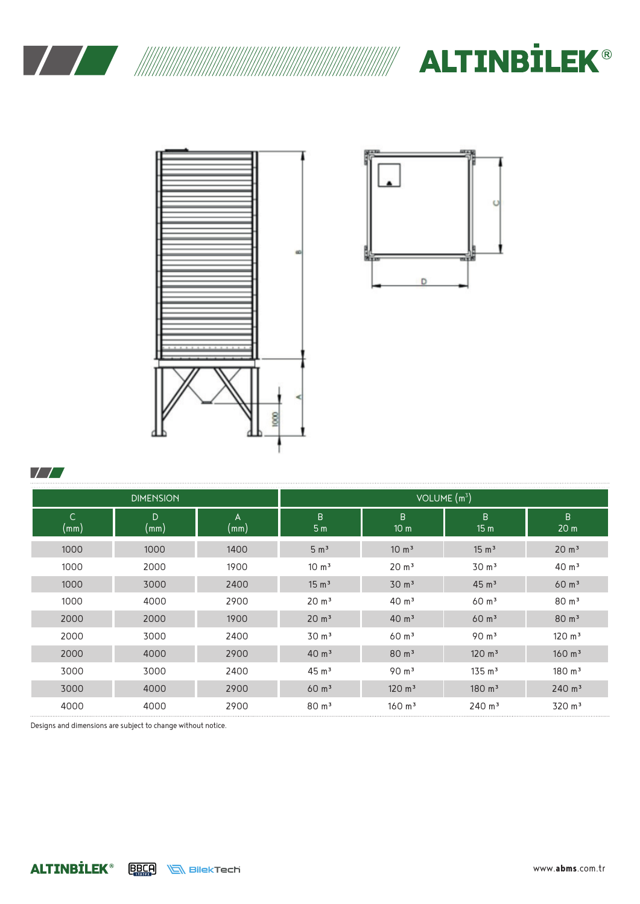| DIMENSION | | | VOLUME ($m^3$) | | | |
|---|---|---|---|---|---|---|
| C (mm) | D (mm) | A (mm) | B 5 m | B 10 m | B 15 m | B 20 m |
| 1000 | 1000 | 1400 | 5 m³ | 10 m³ | 15 m³ | 20 m³ |
| 1000 | 2000 | 1900 | 10 m³ | 20 m³ | 30 m³ | 40 m³ |
| 1000 | 3000 | 2400 | 15 m³ | 30 m³ | 45 m³ | 60 m³ |
| 1000 | 4000 | 2900 | 20 m³ | 40 m³ | 60 m³ | 80 m³ |
| 2000 | 2000 | 1900 | 20 m³ | 40 m³ | 60 m³ | 80 m³ |
| 2000 | 3000 | 2400 | 30 m³ | 60 m³ | 90 m³ | 120 m³ |
| 2000 | 4000 | 2900 | 40 m³ | 80 m³ | 120 m³ | 160 m³ |
| 3000 | 3000 | 2400 | 45 m³ | 90 m³ | 135 m³ | 180 m³ |
| 3000 | 4000 | 2900 | 60 m³ | 120 m³ | 180 m³ | 240 m³ |
| 4000 | 4000 | 2900 | 80 m³ | 160 m³ | 240 m³ | 320 m³ |

Designs and dimensions are subject to change without notice.